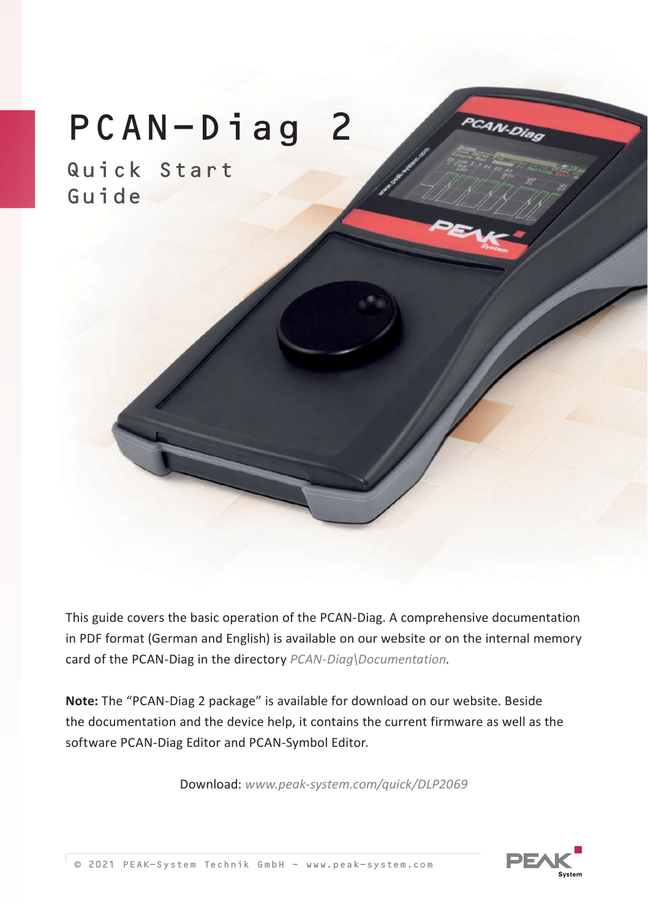# PCAN-Diag 2

## Quick Start Guide

This guide covers the basic operation of the PCAN-Diag. A comprehensive documentation in PDF format (German and English) is available on our website or on the internal memory card of the PCAN-Diag in the directory *PCAN-Diag\Documentation.*

**Note:** The "PCAN-Diag 2 package" is available for download on our website. Beside the documentation and the device help, it contains the current firmware as well as the software PCAN-Diag Editor and PCAN-Symbol Editor.

Download: *www.peak-system.com/quick/DLP2069*

© 2021 PEAK-System Technik GmbH – www.peak-system.com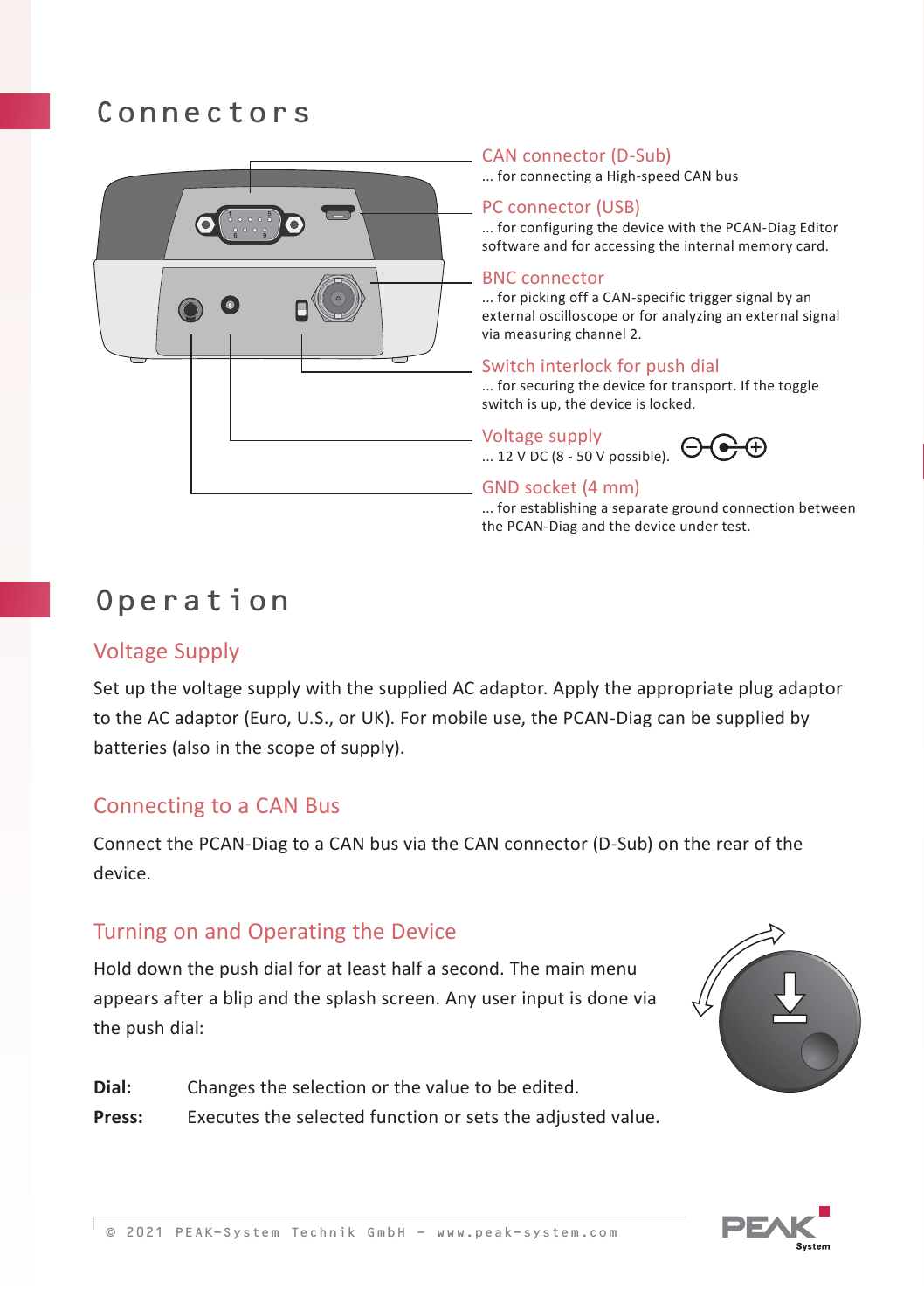# Connectors

**CAN connector (D-Sub)**
... for connecting a High-speed CAN bus

**PC connector (USB)**
... for configuring the device with the PCAN-Diag Editor software and for accessing the internal memory card.

**BNC connector**
... for picking off a CAN-specific trigger signal by an external oscilloscope or for analyzing an external signal via measuring channel 2.

**Switch interlock for push dial**
... for securing the device for transport. If the toggle switch is up, the device is locked.

**Voltage supply**
... 12 V DC (8 - 50 V possible).

**GND socket (4 mm)**
... for establishing a separate ground connection between the PCAN-Diag and the device under test.

# Operation

## Voltage Supply

Set up the voltage supply with the supplied AC adaptor. Apply the appropriate plug adaptor to the AC adaptor (Euro, U.S., or UK). For mobile use, the PCAN-Diag can be supplied by batteries (also in the scope of supply).

## Connecting to a CAN Bus

Connect the PCAN-Diag to a CAN bus via the CAN connector (D-Sub) on the rear of the device.

## Turning on and Operating the Device

Hold down the push dial for at least half a second. The main menu appears after a blip and the splash screen. Any user input is done via the push dial:

**Dial:** Changes the selection or the value to be edited.

**Press:** Executes the selected function or sets the adjusted value.

© 2021 PEAK-System Technik GmbH – www.peak-system.com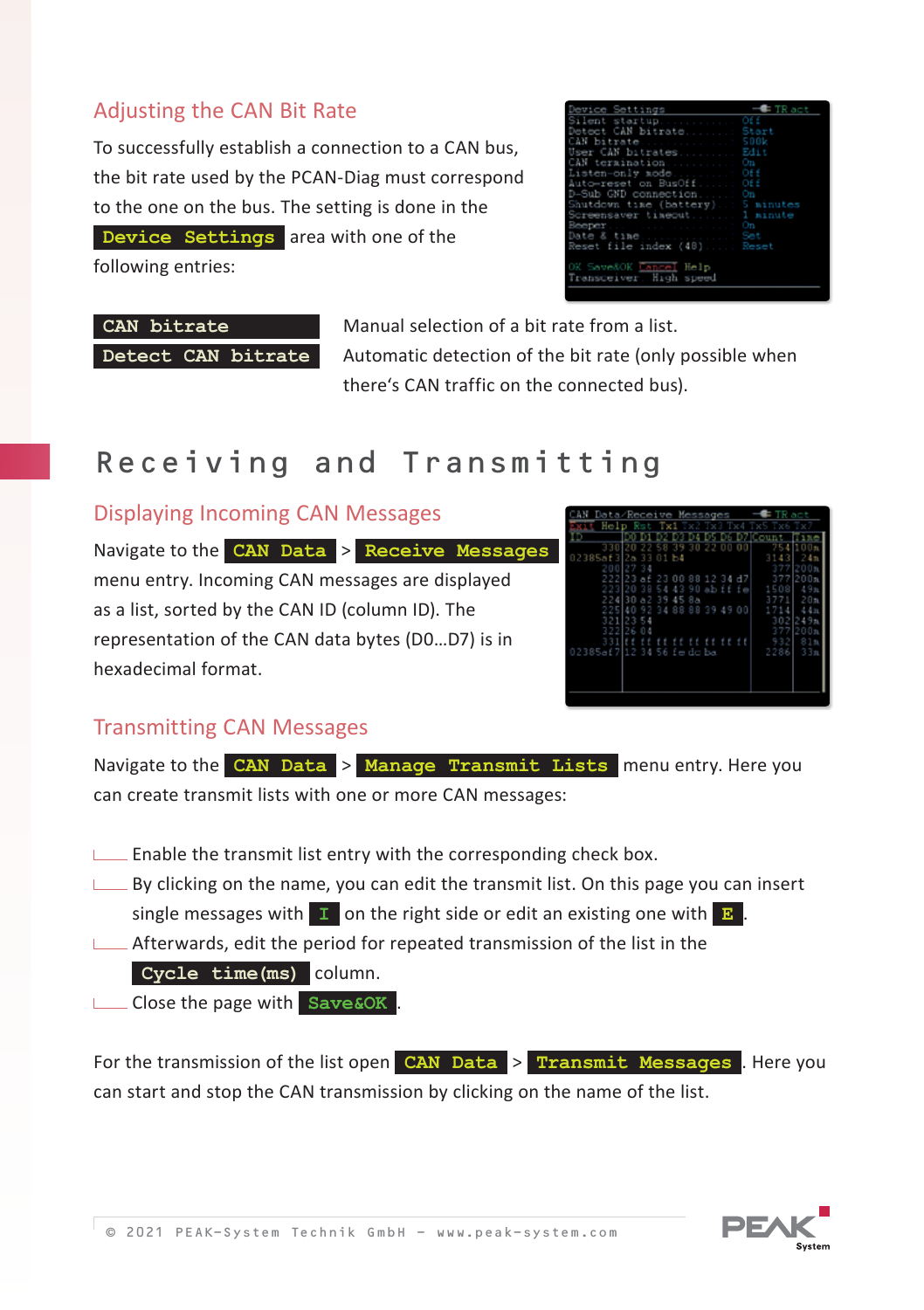### Adjusting the CAN Bit Rate

To successfully establish a connection to a CAN bus, the bit rate used by the PCAN-Diag must correspond to the one on the bus. The setting is done in the `Device Settings` area with one of the following entries:

| | |
|---|---|
| `CAN bitrate` | Manual selection of a bit rate from a list. |
| `Detect CAN bitrate` | Automatic detection of the bit rate (only possible when there's CAN traffic on the connected bus). |

## Receiving and Transmitting

### Displaying Incoming CAN Messages

Navigate to the `CAN Data` > `Receive Messages` menu entry. Incoming CAN messages are displayed as a list, sorted by the CAN ID (column ID). The representation of the CAN data bytes (D0…D7) is in hexadecimal format.

### Transmitting CAN Messages

Navigate to the `CAN Data` > `Manage Transmit Lists` menu entry. Here you can create transmit lists with one or more CAN messages:

- Enable the transmit list entry with the corresponding check box.
- By clicking on the name, you can edit the transmit list. On this page you can insert single messages with `I` on the right side or edit an existing one with `E`.
- Afterwards, edit the period for repeated transmission of the list in the `Cycle time(ms)` column.
- Close the page with `Save&OK`.

For the transmission of the list open `CAN Data` > `Transmit Messages`. Here you can start and stop the CAN transmission by clicking on the name of the list.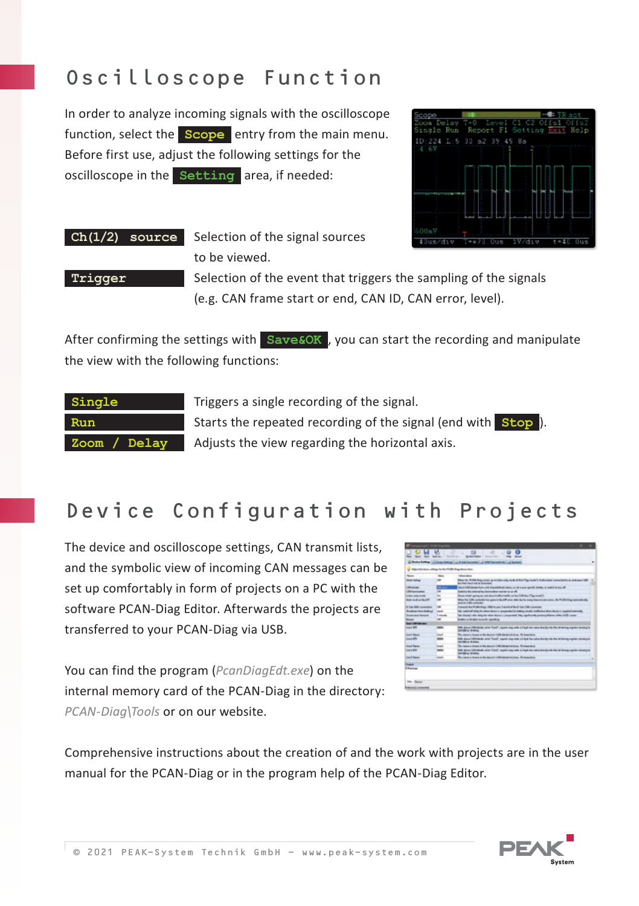# Oscilloscope Function

In order to analyze incoming signals with the oscilloscope function, select the **Scope** entry from the main menu. Before first use, adjust the following settings for the oscilloscope in the **Setting** area, if needed:

| | |
|---|---|
| **Ch(1/2) source** | Selection of the signal sources to be viewed. |
| **Trigger** | Selection of the event that triggers the sampling of the signals (e.g. CAN frame start or end, CAN ID, CAN error, level). |

After confirming the settings with **Save&OK**, you can start the recording and manipulate the view with the following functions:

| | |
|---|---|
| **Single** | Triggers a single recording of the signal. |
| **Run** | Starts the repeated recording of the signal (end with **Stop**). |
| **Zoom / Delay** | Adjusts the view regarding the horizontal axis. |

# Device Configuration with Projects

The device and oscilloscope settings, CAN transmit lists, and the symbolic view of incoming CAN messages can be set up comfortably in form of projects on a PC with the software PCAN-Diag Editor. Afterwards the projects are transferred to your PCAN-Diag via USB.

You can find the program (*PcanDiagEdt.exe*) on the internal memory card of the PCAN-Diag in the directory: *PCAN-Diag\Tools* or on our website.

Comprehensive instructions about the creation of and the work with projects are in the user manual for the PCAN-Diag or in the program help of the PCAN-Diag Editor.

© 2021 PEAK-System Technik GmbH – www.peak-system.com